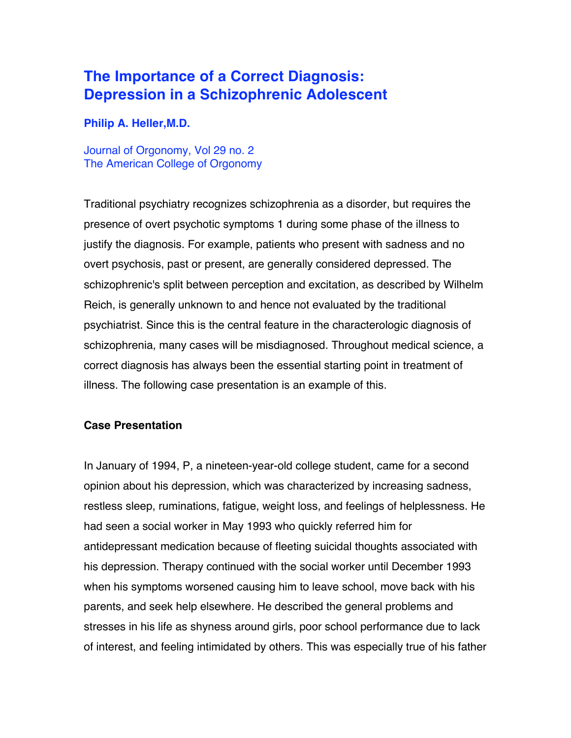# The Importance of a Correct Diagnosis: Depression in a Schizophrenic Adolescent

**Philip A. Heller,M.D.**

Journal of Orgonomy, Vol 29 no. 2
The American College of Orgonomy

Traditional psychiatry recognizes schizophrenia as a disorder, but requires the presence of overt psychotic symptoms 1 during some phase of the illness to justify the diagnosis. For example, patients who present with sadness and no overt psychosis, past or present, are generally considered depressed. The schizophrenic's split between perception and excitation, as described by Wilhelm Reich, is generally unknown to and hence not evaluated by the traditional psychiatrist. Since this is the central feature in the characterologic diagnosis of schizophrenia, many cases will be misdiagnosed. Throughout medical science, a correct diagnosis has always been the essential starting point in treatment of illness. The following case presentation is an example of this.

## Case Presentation

In January of 1994, P, a nineteen-year-old college student, came for a second opinion about his depression, which was characterized by increasing sadness, restless sleep, ruminations, fatigue, weight loss, and feelings of helplessness. He had seen a social worker in May 1993 who quickly referred him for antidepressant medication because of fleeting suicidal thoughts associated with his depression. Therapy continued with the social worker until December 1993 when his symptoms worsened causing him to leave school, move back with his parents, and seek help elsewhere. He described the general problems and stresses in his life as shyness around girls, poor school performance due to lack of interest, and feeling intimidated by others. This was especially true of his father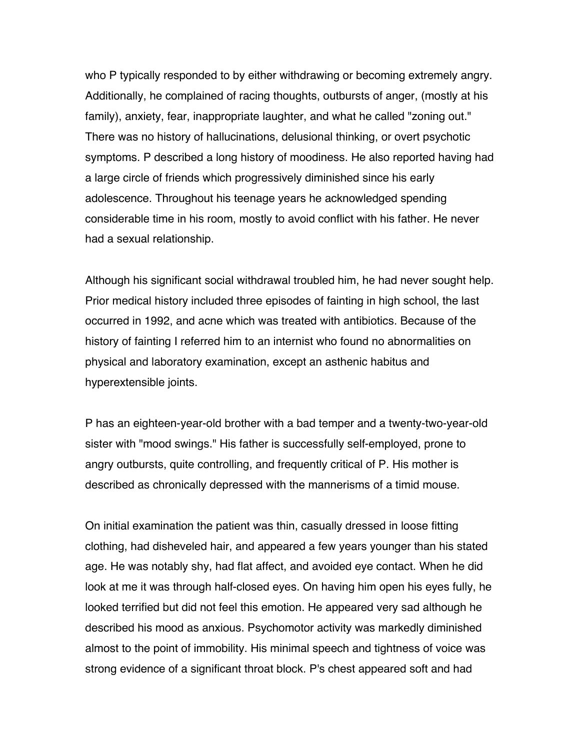who P typically responded to by either withdrawing or becoming extremely angry. Additionally, he complained of racing thoughts, outbursts of anger, (mostly at his family), anxiety, fear, inappropriate laughter, and what he called "zoning out." There was no history of hallucinations, delusional thinking, or overt psychotic symptoms. P described a long history of moodiness. He also reported having had a large circle of friends which progressively diminished since his early adolescence. Throughout his teenage years he acknowledged spending considerable time in his room, mostly to avoid conflict with his father. He never had a sexual relationship.

Although his significant social withdrawal troubled him, he had never sought help. Prior medical history included three episodes of fainting in high school, the last occurred in 1992, and acne which was treated with antibiotics. Because of the history of fainting I referred him to an internist who found no abnormalities on physical and laboratory examination, except an asthenic habitus and hyperextensible joints.

P has an eighteen-year-old brother with a bad temper and a twenty-two-year-old sister with "mood swings." His father is successfully self-employed, prone to angry outbursts, quite controlling, and frequently critical of P. His mother is described as chronically depressed with the mannerisms of a timid mouse.

On initial examination the patient was thin, casually dressed in loose fitting clothing, had disheveled hair, and appeared a few years younger than his stated age. He was notably shy, had flat affect, and avoided eye contact. When he did look at me it was through half-closed eyes. On having him open his eyes fully, he looked terrified but did not feel this emotion. He appeared very sad although he described his mood as anxious. Psychomotor activity was markedly diminished almost to the point of immobility. His minimal speech and tightness of voice was strong evidence of a significant throat block. P's chest appeared soft and had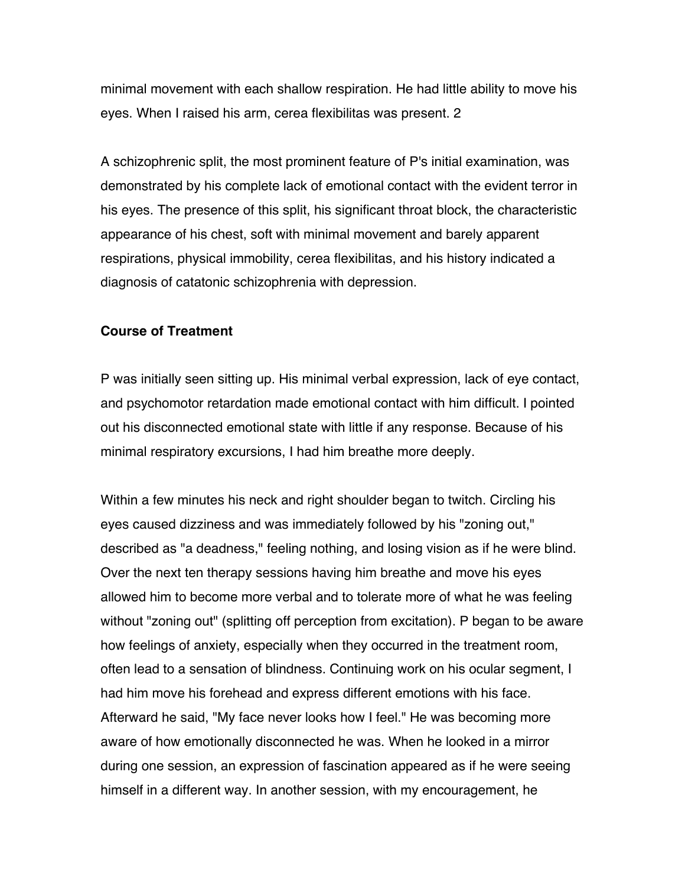minimal movement with each shallow respiration. He had little ability to move his eyes. When I raised his arm, cerea flexibilitas was present. 2

A schizophrenic split, the most prominent feature of P's initial examination, was demonstrated by his complete lack of emotional contact with the evident terror in his eyes. The presence of this split, his significant throat block, the characteristic appearance of his chest, soft with minimal movement and barely apparent respirations, physical immobility, cerea flexibilitas, and his history indicated a diagnosis of catatonic schizophrenia with depression.

**Course of Treatment**

P was initially seen sitting up. His minimal verbal expression, lack of eye contact, and psychomotor retardation made emotional contact with him difficult. I pointed out his disconnected emotional state with little if any response. Because of his minimal respiratory excursions, I had him breathe more deeply.

Within a few minutes his neck and right shoulder began to twitch. Circling his eyes caused dizziness and was immediately followed by his "zoning out," described as "a deadness," feeling nothing, and losing vision as if he were blind. Over the next ten therapy sessions having him breathe and move his eyes allowed him to become more verbal and to tolerate more of what he was feeling without "zoning out" (splitting off perception from excitation). P began to be aware how feelings of anxiety, especially when they occurred in the treatment room, often lead to a sensation of blindness. Continuing work on his ocular segment, I had him move his forehead and express different emotions with his face. Afterward he said, "My face never looks how I feel." He was becoming more aware of how emotionally disconnected he was. When he looked in a mirror during one session, an expression of fascination appeared as if he were seeing himself in a different way. In another session, with my encouragement, he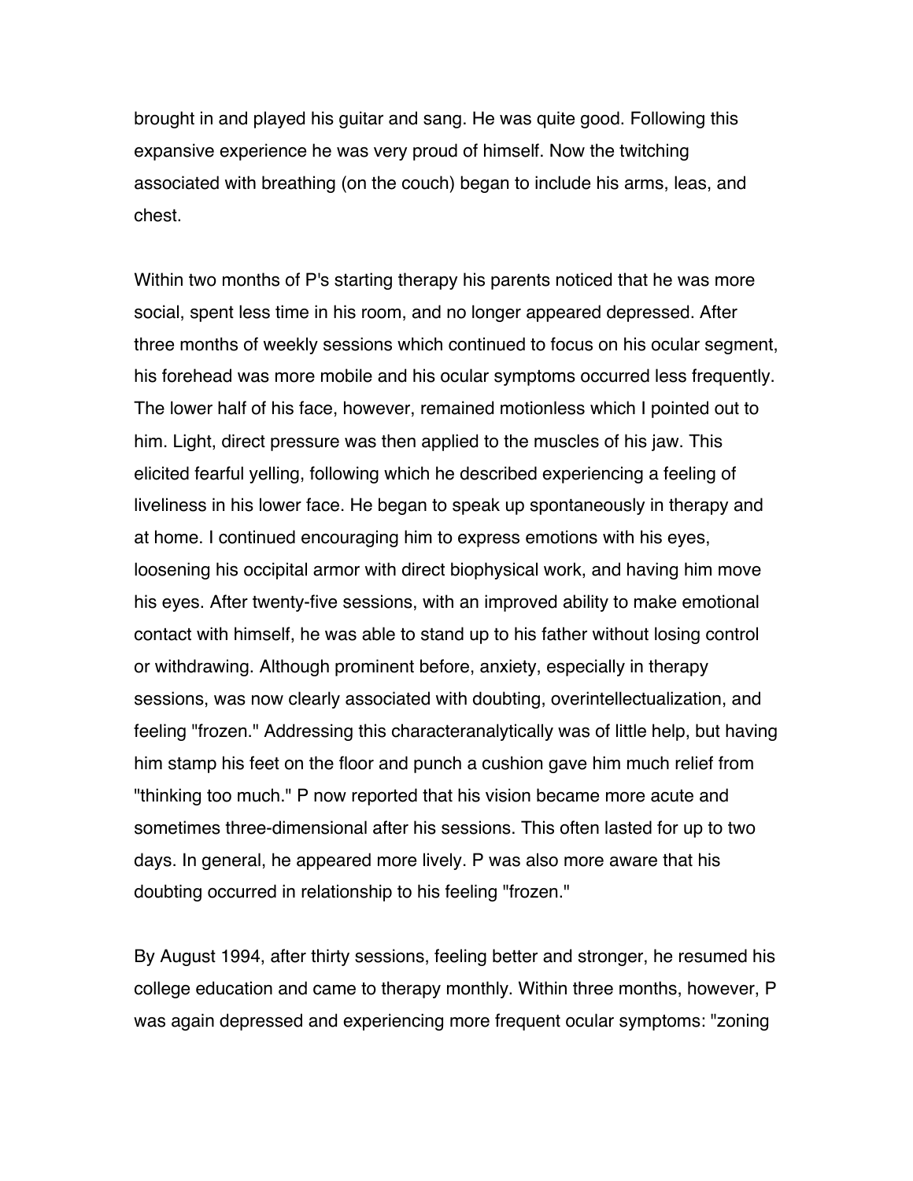brought in and played his guitar and sang. He was quite good. Following this expansive experience he was very proud of himself. Now the twitching associated with breathing (on the couch) began to include his arms, leas, and chest.

Within two months of P's starting therapy his parents noticed that he was more social, spent less time in his room, and no longer appeared depressed. After three months of weekly sessions which continued to focus on his ocular segment, his forehead was more mobile and his ocular symptoms occurred less frequently. The lower half of his face, however, remained motionless which I pointed out to him. Light, direct pressure was then applied to the muscles of his jaw. This elicited fearful yelling, following which he described experiencing a feeling of liveliness in his lower face. He began to speak up spontaneously in therapy and at home. I continued encouraging him to express emotions with his eyes, loosening his occipital armor with direct biophysical work, and having him move his eyes. After twenty-five sessions, with an improved ability to make emotional contact with himself, he was able to stand up to his father without losing control or withdrawing. Although prominent before, anxiety, especially in therapy sessions, was now clearly associated with doubting, overintellectualization, and feeling "frozen." Addressing this characteranalytically was of little help, but having him stamp his feet on the floor and punch a cushion gave him much relief from "thinking too much." P now reported that his vision became more acute and sometimes three-dimensional after his sessions. This often lasted for up to two days. In general, he appeared more lively. P was also more aware that his doubting occurred in relationship to his feeling "frozen."

By August 1994, after thirty sessions, feeling better and stronger, he resumed his college education and came to therapy monthly. Within three months, however, P was again depressed and experiencing more frequent ocular symptoms: "zoning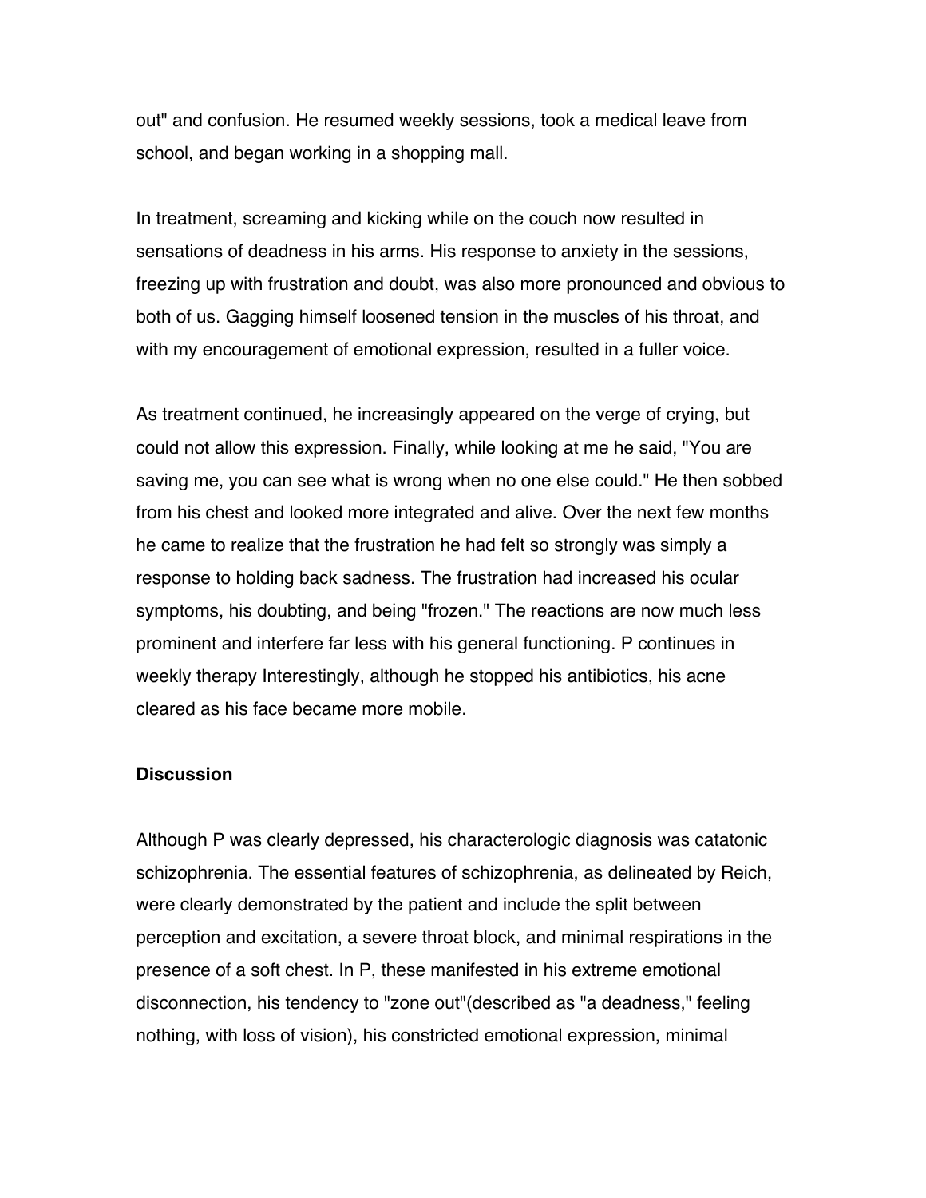out" and confusion. He resumed weekly sessions, took a medical leave from school, and began working in a shopping mall.

In treatment, screaming and kicking while on the couch now resulted in sensations of deadness in his arms. His response to anxiety in the sessions, freezing up with frustration and doubt, was also more pronounced and obvious to both of us. Gagging himself loosened tension in the muscles of his throat, and with my encouragement of emotional expression, resulted in a fuller voice.

As treatment continued, he increasingly appeared on the verge of crying, but could not allow this expression. Finally, while looking at me he said, "You are saving me, you can see what is wrong when no one else could." He then sobbed from his chest and looked more integrated and alive. Over the next few months he came to realize that the frustration he had felt so strongly was simply a response to holding back sadness. The frustration had increased his ocular symptoms, his doubting, and being "frozen." The reactions are now much less prominent and interfere far less with his general functioning. P continues in weekly therapy Interestingly, although he stopped his antibiotics, his acne cleared as his face became more mobile.

**Discussion**

Although P was clearly depressed, his characterologic diagnosis was catatonic schizophrenia. The essential features of schizophrenia, as delineated by Reich, were clearly demonstrated by the patient and include the split between perception and excitation, a severe throat block, and minimal respirations in the presence of a soft chest. In P, these manifested in his extreme emotional disconnection, his tendency to "zone out"(described as "a deadness," feeling nothing, with loss of vision), his constricted emotional expression, minimal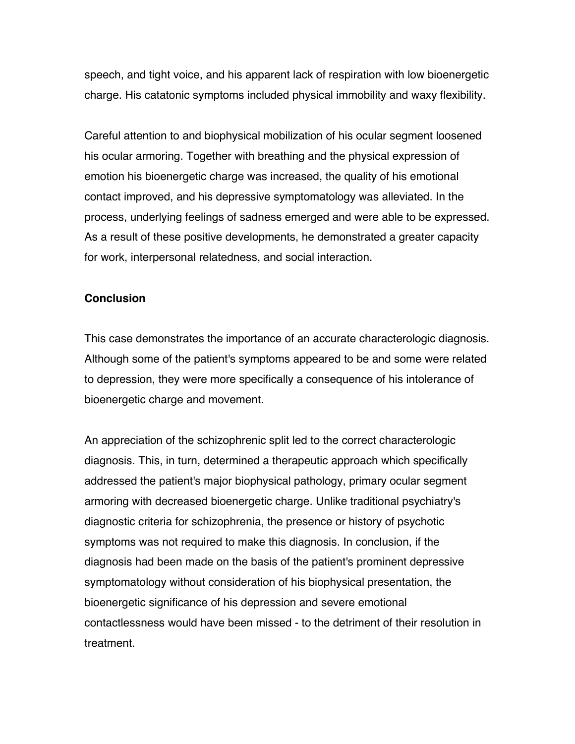speech, and tight voice, and his apparent lack of respiration with low bioenergetic charge. His catatonic symptoms included physical immobility and waxy flexibility.

Careful attention to and biophysical mobilization of his ocular segment loosened his ocular armoring. Together with breathing and the physical expression of emotion his bioenergetic charge was increased, the quality of his emotional contact improved, and his depressive symptomatology was alleviated. In the process, underlying feelings of sadness emerged and were able to be expressed. As a result of these positive developments, he demonstrated a greater capacity for work, interpersonal relatedness, and social interaction.

**Conclusion**

This case demonstrates the importance of an accurate characterologic diagnosis. Although some of the patient's symptoms appeared to be and some were related to depression, they were more specifically a consequence of his intolerance of bioenergetic charge and movement.

An appreciation of the schizophrenic split led to the correct characterologic diagnosis. This, in turn, determined a therapeutic approach which specifically addressed the patient's major biophysical pathology, primary ocular segment armoring with decreased bioenergetic charge. Unlike traditional psychiatry's diagnostic criteria for schizophrenia, the presence or history of psychotic symptoms was not required to make this diagnosis. In conclusion, if the diagnosis had been made on the basis of the patient's prominent depressive symptomatology without consideration of his biophysical presentation, the bioenergetic significance of his depression and severe emotional contactlessness would have been missed - to the detriment of their resolution in treatment.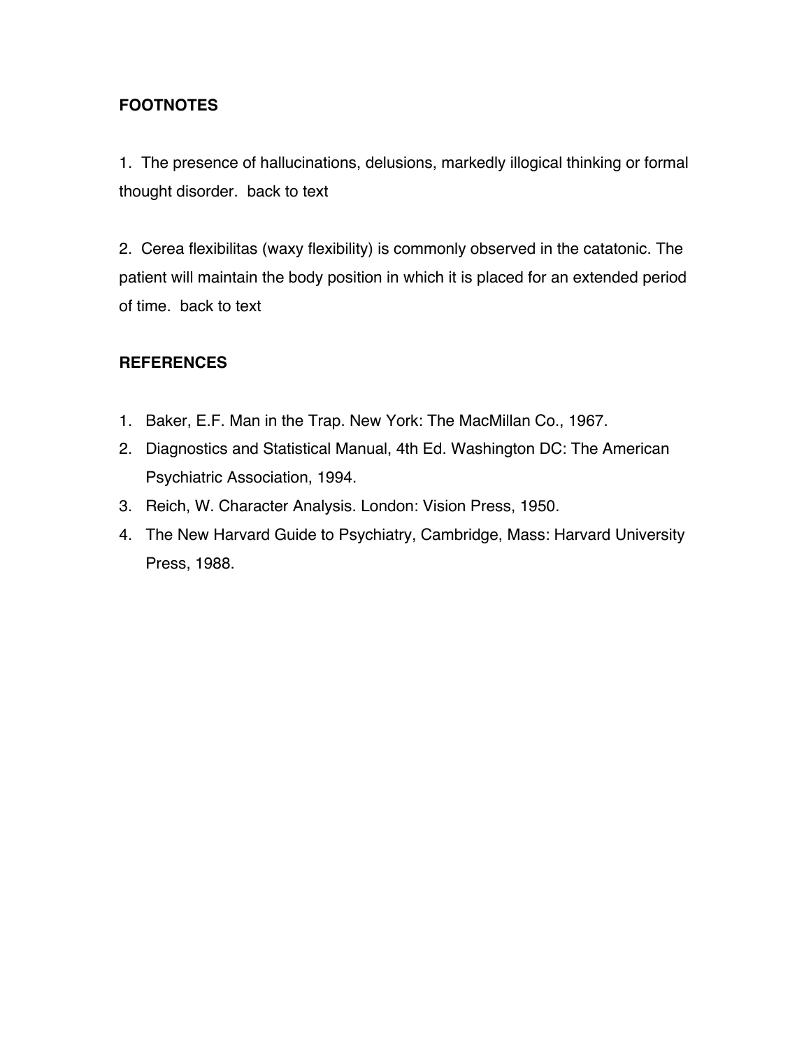## FOOTNOTES

1. The presence of hallucinations, delusions, markedly illogical thinking or formal thought disorder. back to text

2. Cerea flexibilitas (waxy flexibility) is commonly observed in the catatonic. The patient will maintain the body position in which it is placed for an extended period of time. back to text

## REFERENCES

1. Baker, E.F. Man in the Trap. New York: The MacMillan Co., 1967.
2. Diagnostics and Statistical Manual, 4th Ed. Washington DC: The American Psychiatric Association, 1994.
3. Reich, W. Character Analysis. London: Vision Press, 1950.
4. The New Harvard Guide to Psychiatry, Cambridge, Mass: Harvard University Press, 1988.